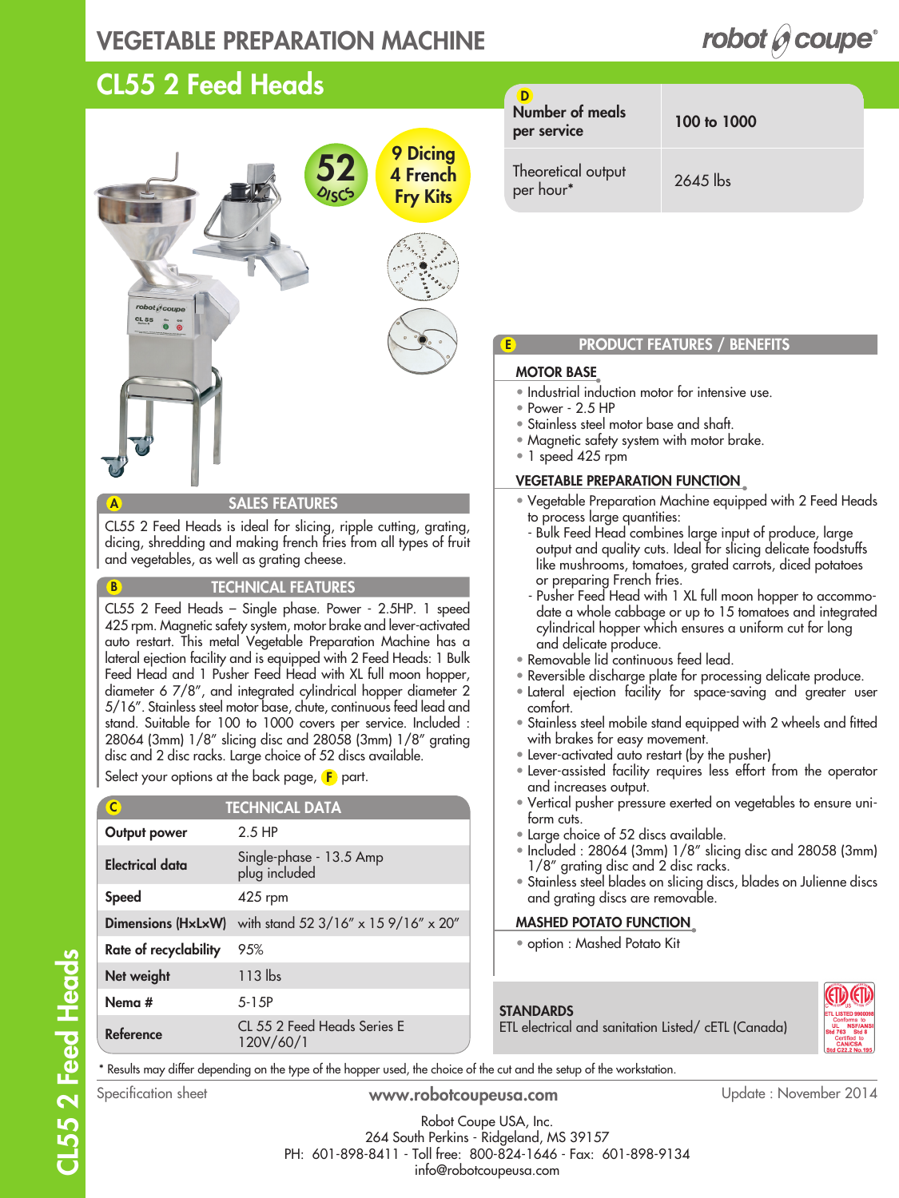# VEGETABLE PREPARATION MACHINE

## CL55 2 Feed Heads

52 DISCS

9 Dicing
4 French
Fry Kits

| D Number of meals per service | 100 to 1000 |
|---|---|
| Theoretical output per hour* | 2645 lbs |

### A SALES FEATURES

CL55 2 Feed Heads is ideal for slicing, ripple cutting, grating, dicing, shredding and making french fries from all types of fruit and vegetables, as well as grating cheese.

### B TECHNICAL FEATURES

CL55 2 Feed Heads – Single phase. Power - 2.5HP. 1 speed 425 rpm. Magnetic safety system, motor brake and lever-activated auto restart. This metal Vegetable Preparation Machine has a lateral ejection facility and is equipped with 2 Feed Heads: 1 Bulk Feed Head and 1 Pusher Feed Head with XL full moon hopper, diameter 6 7/8", and integrated cylindrical hopper diameter 2 5/16". Stainless steel motor base, chute, continuous feed lead and stand. Suitable for 100 to 1000 covers per service. Included : 28064 (3mm) 1/8" slicing disc and 28058 (3mm) 1/8" grating disc and 2 disc racks. Large choice of 52 discs available.

Select your options at the back page, F part.

### C TECHNICAL DATA

| | |
|---|---|
| **Output power** | 2.5 HP |
| **Electrical data** | Single-phase - 13.5 Amp plug included |
| **Speed** | 425 rpm |
| **Dimensions (HxLxW)** | with stand 52 3/16" x 15 9/16" x 20" |
| **Rate of recyclability** | 95% |
| **Net weight** | 113 lbs |
| **Nema #** | 5-15P |
| **Reference** | CL 55 2 Feed Heads Series E 120V/60/1 |

### E PRODUCT FEATURES / BENEFITS

#### MOTOR BASE

- Industrial induction motor for intensive use.
- Power - 2.5 HP
- Stainless steel motor base and shaft.
- Magnetic safety system with motor brake.
- 1 speed 425 rpm

#### VEGETABLE PREPARATION FUNCTION

- Vegetable Preparation Machine equipped with 2 Feed Heads to process large quantities:
  - Bulk Feed Head combines large input of produce, large output and quality cuts. Ideal for slicing delicate foodstuffs like mushrooms, tomatoes, grated carrots, diced potatoes or preparing French fries.
  - Pusher Feed Head with 1 XL full moon hopper to accommodate a whole cabbage or up to 15 tomatoes and integrated cylindrical hopper which ensures a uniform cut for long and delicate produce.
- Removable lid continuous feed lead.
- Reversible discharge plate for processing delicate produce.
- Lateral ejection facility for space-saving and greater user comfort.
- Stainless steel mobile stand equipped with 2 wheels and fitted with brakes for easy movement.
- Lever-activated auto restart (by the pusher)
- Lever-assisted facility requires less effort from the operator and increases output.
- Vertical pusher pressure exerted on vegetables to ensure uniform cuts.
- Large choice of 52 discs available.
- Included : 28064 (3mm) 1/8" slicing disc and 28058 (3mm) 1/8" grating disc and 2 disc racks.
- Stainless steel blades on slicing discs, blades on Julienne discs and grating discs are removable.

#### MASHED POTATO FUNCTION

- option : Mashed Potato Kit

#### STANDARDS

ETL electrical and sanitation Listed/ cETL (Canada)

ETL LISTED 9900098 Conforms to UL Std 763 NSF/ANSI Std 8 Certified to CAN/CSA Std C22.2 No.195

\* Results may differ depending on the type of the hopper used, the choice of the cut and the setup of the workstation.

Specification sheet — www.robotcoupeusa.com — Update : November 2014

Robot Coupe USA, Inc.
264 South Perkins - Ridgeland, MS 39157
PH: 601-898-8411 - Toll free: 800-824-1646 - Fax: 601-898-9134
info@robotcoupeusa.com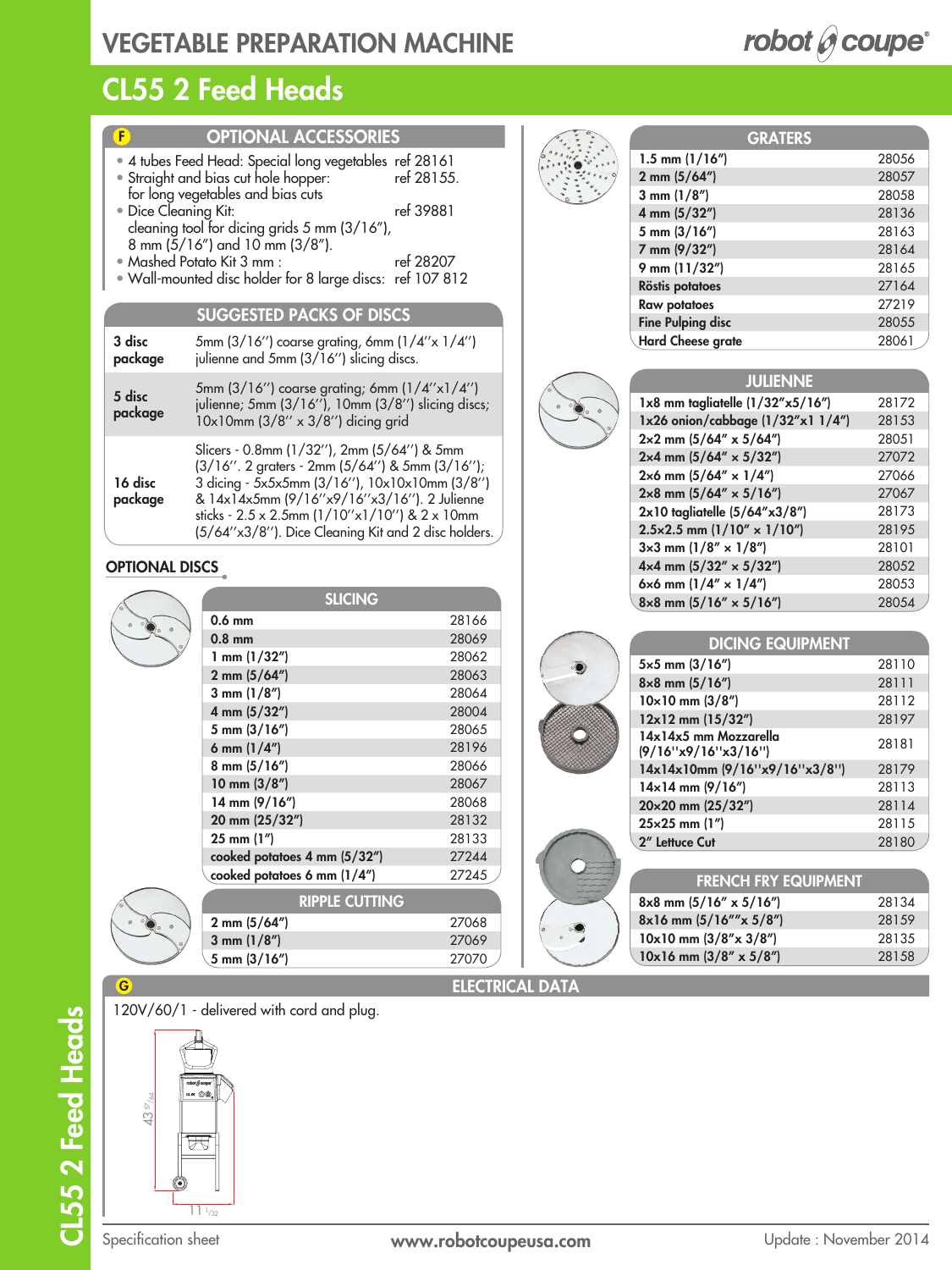# VEGETABLE PREPARATION MACHINE

## CL55 2 Feed Heads

### F OPTIONAL ACCESSORIES

- 4 tubes Feed Head: Special long vegetables ref 28161
- Straight and bias cut hole hopper: ref 28155. for long vegetables and bias cuts
- Dice Cleaning Kit: ref 39881 cleaning tool for dicing grids 5 mm (3/16"), 8 mm (5/16") and 10 mm (3/8").
- Mashed Potato Kit 3 mm : ref 28207
- Wall-mounted disc holder for 8 large discs: ref 107 812

### SUGGESTED PACKS OF DISCS

| | |
|---|---|
| 3 disc package | 5mm (3/16'') coarse grating, 6mm (1/4''x 1/4'') julienne and 5mm (3/16'') slicing discs. |
| 5 disc package | 5mm (3/16'') coarse grating; 6mm (1/4''x1/4'') julienne; 5mm (3/16''), 10mm (3/8'') slicing discs; 10x10mm (3/8'' x 3/8'') dicing grid |
| 16 disc package | Slicers - 0.8mm (1/32''), 2mm (5/64'') & 5mm (3/16''. 2 graters - 2mm (5/64'') & 5mm (3/16''); 3 dicing - 5x5x5mm (3/16''), 10x10x10mm (3/8'') & 14x14x5mm (9/16''x9/16''x3/16''). 2 Julienne sticks - 2.5 x 2.5mm (1/10''x1/10'') & 2 x 10mm (5/64''x3/8''). Dice Cleaning Kit and 2 disc holders. |

### OPTIONAL DISCS

| SLICING | |
|---|---|
| 0.6 mm | 28166 |
| 0.8 mm | 28069 |
| 1 mm (1/32") | 28062 |
| 2 mm (5/64") | 28063 |
| 3 mm (1/8") | 28064 |
| 4 mm (5/32") | 28004 |
| 5 mm (3/16") | 28065 |
| 6 mm (1/4") | 28196 |
| 8 mm (5/16") | 28066 |
| 10 mm (3/8") | 28067 |
| 14 mm (9/16") | 28068 |
| 20 mm (25/32") | 28132 |
| 25 mm (1") | 28133 |
| cooked potatoes 4 mm (5/32") | 27244 |
| cooked potatoes 6 mm (1/4") | 27245 |

| RIPPLE CUTTING | |
|---|---|
| 2 mm (5/64") | 27068 |
| 3 mm (1/8") | 27069 |
| 5 mm (3/16") | 27070 |

| GRATERS | |
|---|---|
| 1.5 mm (1/16") | 28056 |
| 2 mm (5/64") | 28057 |
| 3 mm (1/8") | 28058 |
| 4 mm (5/32") | 28136 |
| 5 mm (3/16") | 28163 |
| 7 mm (9/32") | 28164 |
| 9 mm (11/32") | 28165 |
| Röstis potatoes | 27164 |
| Raw potatoes | 27219 |
| Fine Pulping disc | 28055 |
| Hard Cheese grate | 28061 |

| JULIENNE | |
|---|---|
| 1x8 mm tagliatelle (1/32"x5/16") | 28172 |
| 1x26 onion/cabbage (1/32"x1 1/4") | 28153 |
| 2x2 mm (5/64" x 5/64") | 28051 |
| 2x4 mm (5/64" x 5/32") | 27072 |
| 2x6 mm (5/64" x 1/4") | 27066 |
| 2x8 mm (5/64" x 5/16") | 27067 |
| 2x10 tagliatelle (5/64"x3/8") | 28173 |
| 2.5x2.5 mm (1/10" x 1/10") | 28195 |
| 3x3 mm (1/8" x 1/8") | 28101 |
| 4x4 mm (5/32" x 5/32") | 28052 |
| 6x6 mm (1/4" x 1/4") | 28053 |
| 8x8 mm (5/16" x 5/16") | 28054 |

| DICING EQUIPMENT | |
|---|---|
| 5x5 mm (3/16") | 28110 |
| 8x8 mm (5/16") | 28111 |
| 10x10 mm (3/8") | 28112 |
| 12x12 mm (15/32") | 28197 |
| 14x14x5 mm Mozzarella (9/16''x9/16''x3/16'') | 28181 |
| 14x14x10mm (9/16''x9/16''x3/8'') | 28179 |
| 14x14 mm (9/16") | 28113 |
| 20x20 mm (25/32") | 28114 |
| 25x25 mm (1") | 28115 |
| 2" Lettuce Cut | 28180 |

| FRENCH FRY EQUIPMENT | |
|---|---|
| 8x8 mm (5/16" x 5/16") | 28134 |
| 8x16 mm (5/16""x 5/8") | 28159 |
| 10x10 mm (3/8"x 3/8") | 28135 |
| 10x16 mm (3/8" x 5/8") | 28158 |

### G ELECTRICAL DATA

120V/60/1 - delivered with cord and plug.

43 57/64

11 1/32

Specification sheet www.robotcoupeusa.com Update : November 2014